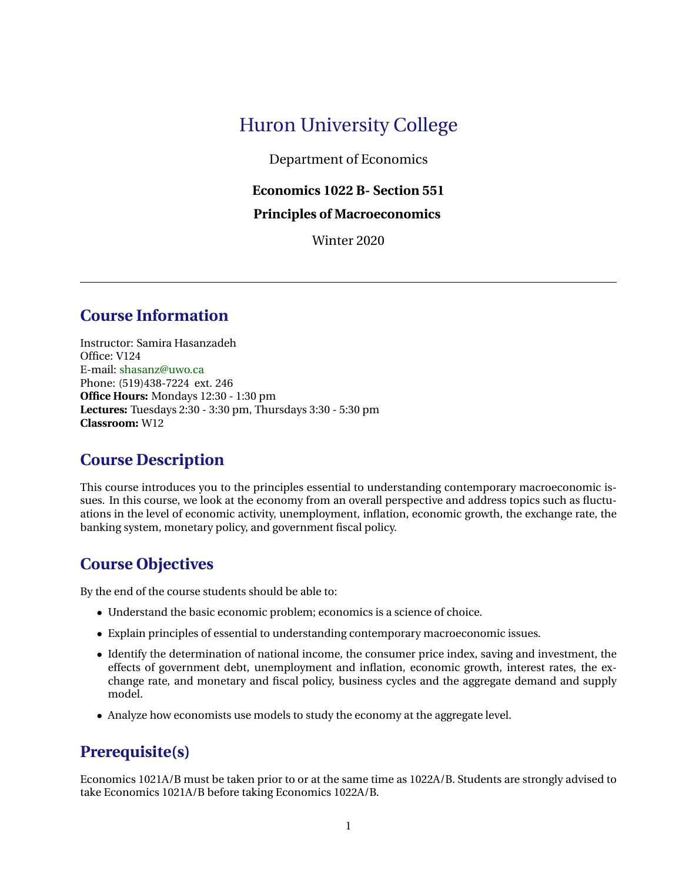# Huron University College

Department of Economics

**Economics 1022 B- Section 551**

**Principles of Macroeconomics**

Winter 2020

---

## Course Information

Instructor: Samira Hasanzadeh
Office: V124
E-mail: shasanz@uwo.ca
Phone: (519)438-7224 ext. 246
**Office Hours:** Mondays 12:30 - 1:30 pm
**Lectures:** Tuesdays 2:30 - 3:30 pm, Thursdays 3:30 - 5:30 pm
**Classroom:** W12

## Course Description

This course introduces you to the principles essential to understanding contemporary macroeconomic issues. In this course, we look at the economy from an overall perspective and address topics such as fluctuations in the level of economic activity, unemployment, inflation, economic growth, the exchange rate, the banking system, monetary policy, and government fiscal policy.

## Course Objectives

By the end of the course students should be able to:

- Understand the basic economic problem; economics is a science of choice.
- Explain principles of essential to understanding contemporary macroeconomic issues.
- Identify the determination of national income, the consumer price index, saving and investment, the effects of government debt, unemployment and inflation, economic growth, interest rates, the exchange rate, and monetary and fiscal policy, business cycles and the aggregate demand and supply model.
- Analyze how economists use models to study the economy at the aggregate level.

## Prerequisite(s)

Economics 1021A/B must be taken prior to or at the same time as 1022A/B. Students are strongly advised to take Economics 1021A/B before taking Economics 1022A/B.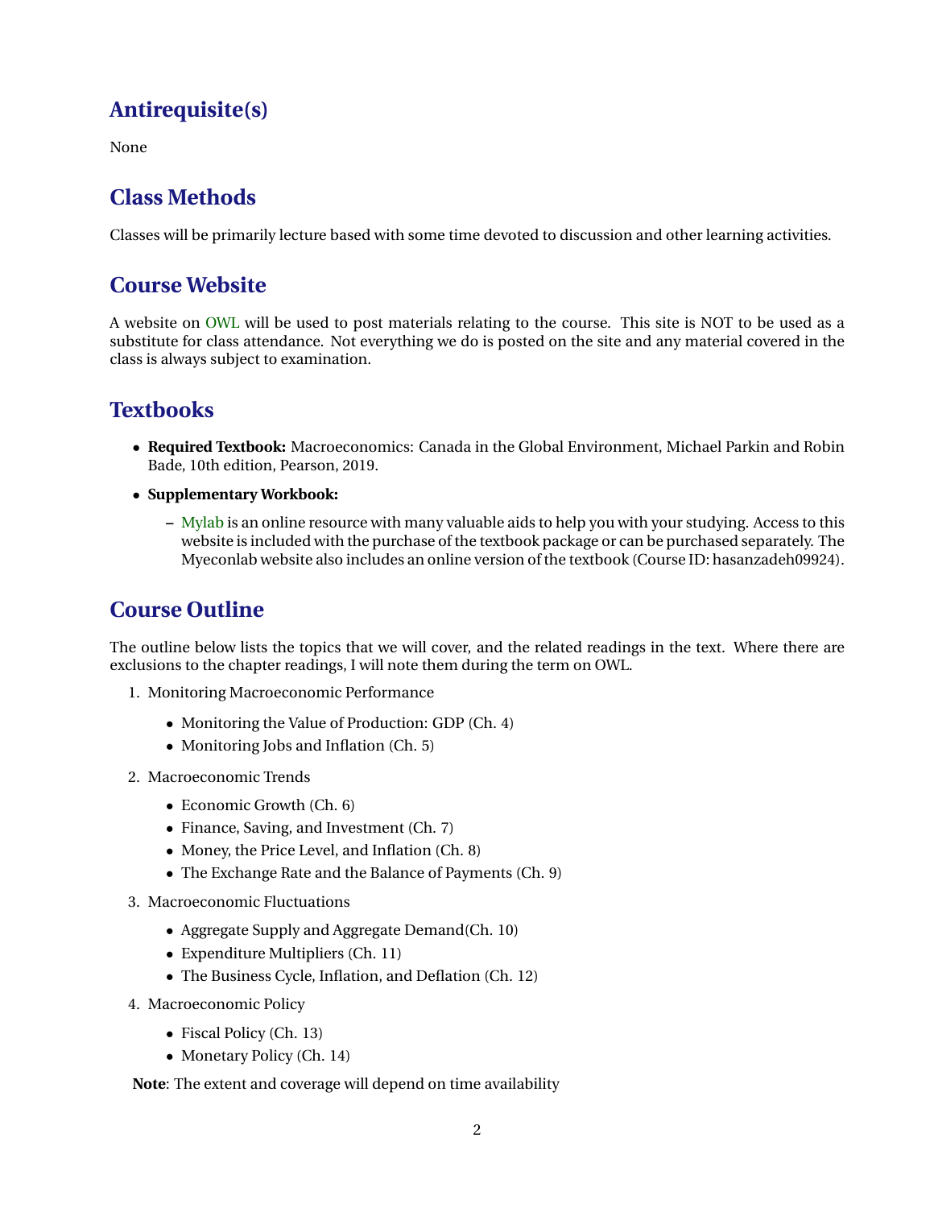## Antirequisite(s)

None

## Class Methods

Classes will be primarily lecture based with some time devoted to discussion and other learning activities.

## Course Website

A website on OWL will be used to post materials relating to the course. This site is NOT to be used as a substitute for class attendance. Not everything we do is posted on the site and any material covered in the class is always subject to examination.

## Textbooks

- **Required Textbook:** Macroeconomics: Canada in the Global Environment, Michael Parkin and Robin Bade, 10th edition, Pearson, 2019.
- **Supplementary Workbook:**
  - Mylab is an online resource with many valuable aids to help you with your studying. Access to this website is included with the purchase of the textbook package or can be purchased separately. The Myeconlab website also includes an online version of the textbook (Course ID: hasanzadeh09924).

## Course Outline

The outline below lists the topics that we will cover, and the related readings in the text. Where there are exclusions to the chapter readings, I will note them during the term on OWL.

1. Monitoring Macroeconomic Performance
   - Monitoring the Value of Production: GDP (Ch. 4)
   - Monitoring Jobs and Inflation (Ch. 5)
2. Macroeconomic Trends
   - Economic Growth (Ch. 6)
   - Finance, Saving, and Investment (Ch. 7)
   - Money, the Price Level, and Inflation (Ch. 8)
   - The Exchange Rate and the Balance of Payments (Ch. 9)
3. Macroeconomic Fluctuations
   - Aggregate Supply and Aggregate Demand(Ch. 10)
   - Expenditure Multipliers (Ch. 11)
   - The Business Cycle, Inflation, and Deflation (Ch. 12)
4. Macroeconomic Policy
   - Fiscal Policy (Ch. 13)
   - Monetary Policy (Ch. 14)

**Note**: The extent and coverage will depend on time availability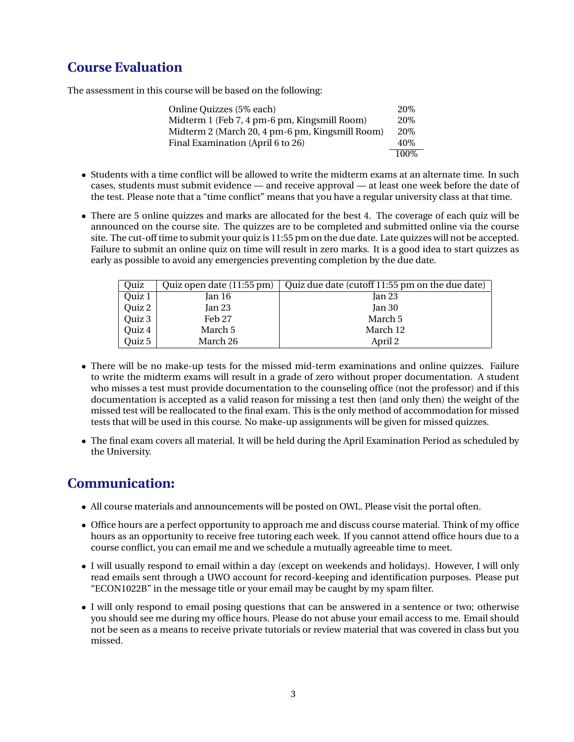## Course Evaluation

The assessment in this course will be based on the following:

| Component | Weight |
|---|---|
| Online Quizzes (5% each) | 20% |
| Midterm 1 (Feb 7, 4 pm-6 pm, Kingsmill Room) | 20% |
| Midterm 2 (March 20, 4 pm-6 pm, Kingsmill Room) | 20% |
| Final Examination (April 6 to 26) | 40% |
| | 100% |

- Students with a time conflict will be allowed to write the midterm exams at an alternate time. In such cases, students must submit evidence — and receive approval — at least one week before the date of the test. Please note that a "time conflict" means that you have a regular university class at that time.

- There are 5 online quizzes and marks are allocated for the best 4. The coverage of each quiz will be announced on the course site. The quizzes are to be completed and submitted online via the course site. The cut-off time to submit your quiz is 11:55 pm on the due date. Late quizzes will not be accepted. Failure to submit an online quiz on time will result in zero marks. It is a good idea to start quizzes as early as possible to avoid any emergencies preventing completion by the due date.

| Quiz | Quiz open date (11:55 pm) | Quiz due date (cutoff 11:55 pm on the due date) |
|---|---|---|
| Quiz 1 | Jan 16 | Jan 23 |
| Quiz 2 | Jan 23 | Jan 30 |
| Quiz 3 | Feb 27 | March 5 |
| Quiz 4 | March 5 | March 12 |
| Quiz 5 | March 26 | April 2 |

- There will be no make-up tests for the missed mid-term examinations and online quizzes. Failure to write the midterm exams will result in a grade of zero without proper documentation. A student who misses a test must provide documentation to the counseling office (not the professor) and if this documentation is accepted as a valid reason for missing a test then (and only then) the weight of the missed test will be reallocated to the final exam. This is the only method of accommodation for missed tests that will be used in this course. No make-up assignments will be given for missed quizzes.

- The final exam covers all material. It will be held during the April Examination Period as scheduled by the University.

## Communication:

- All course materials and announcements will be posted on OWL. Please visit the portal often.

- Office hours are a perfect opportunity to approach me and discuss course material. Think of my office hours as an opportunity to receive free tutoring each week. If you cannot attend office hours due to a course conflict, you can email me and we schedule a mutually agreeable time to meet.

- I will usually respond to email within a day (except on weekends and holidays). However, I will only read emails sent through a UWO account for record-keeping and identification purposes. Please put "ECON1022B" in the message title or your email may be caught by my spam filter.

- I will only respond to email posing questions that can be answered in a sentence or two; otherwise you should see me during my office hours. Please do not abuse your email access to me. Email should not be seen as a means to receive private tutorials or review material that was covered in class but you missed.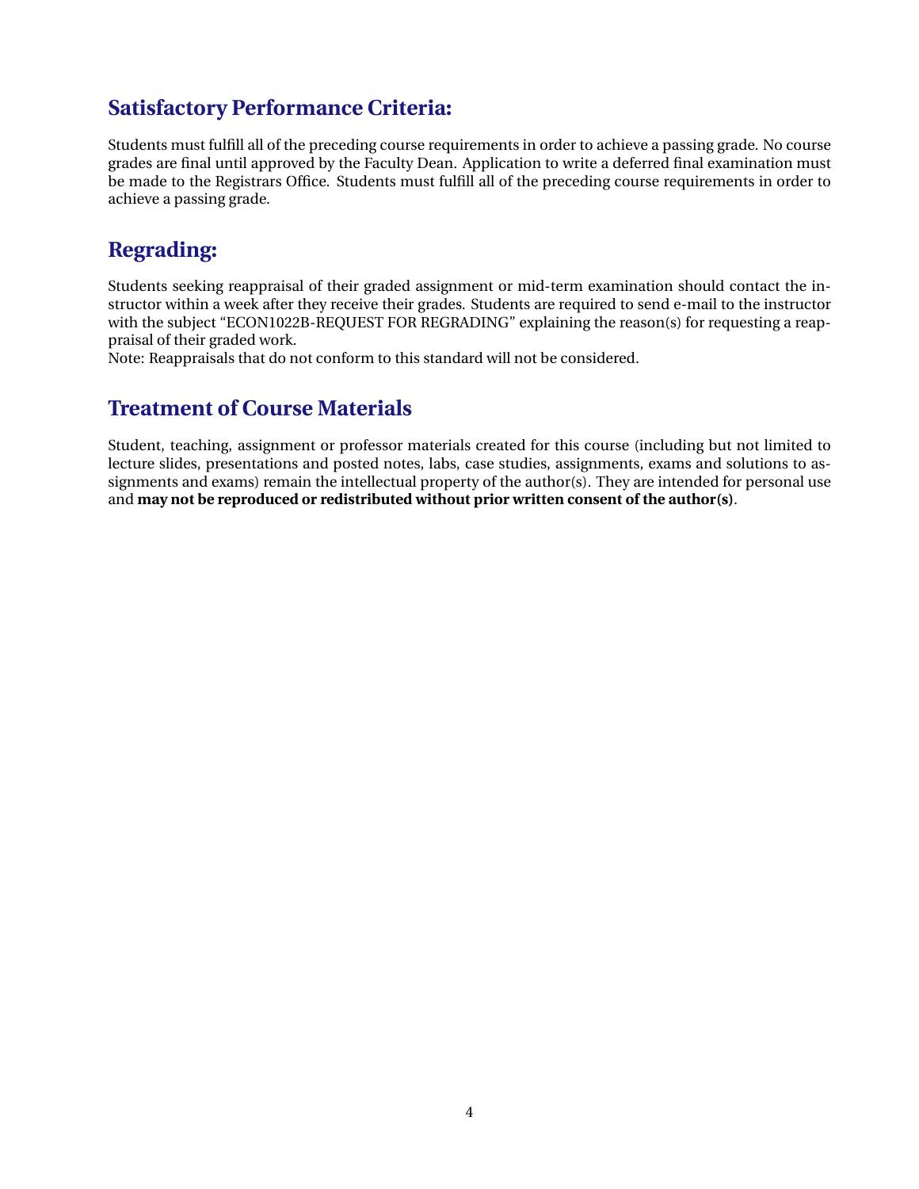## Satisfactory Performance Criteria:

Students must fulfill all of the preceding course requirements in order to achieve a passing grade. No course grades are final until approved by the Faculty Dean. Application to write a deferred final examination must be made to the Registrars Office. Students must fulfill all of the preceding course requirements in order to achieve a passing grade.

## Regrading:

Students seeking reappraisal of their graded assignment or mid-term examination should contact the instructor within a week after they receive their grades. Students are required to send e-mail to the instructor with the subject "ECON1022B-REQUEST FOR REGRADING" explaining the reason(s) for requesting a reappraisal of their graded work.

Note: Reappraisals that do not conform to this standard will not be considered.

## Treatment of Course Materials

Student, teaching, assignment or professor materials created for this course (including but not limited to lecture slides, presentations and posted notes, labs, case studies, assignments, exams and solutions to assignments and exams) remain the intellectual property of the author(s). They are intended for personal use and **may not be reproduced or redistributed without prior written consent of the author(s)**.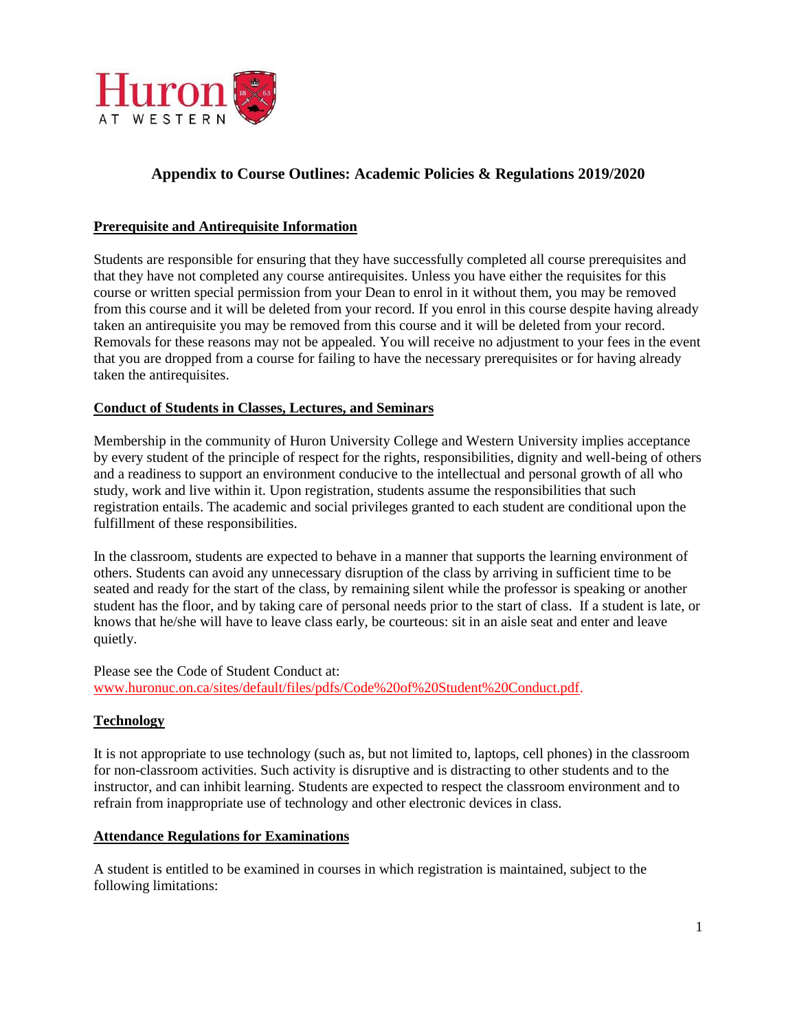# Appendix to Course Outlines: Academic Policies & Regulations 2019/2020

## Prerequisite and Antirequisite Information

Students are responsible for ensuring that they have successfully completed all course prerequisites and that they have not completed any course antirequisites. Unless you have either the requisites for this course or written special permission from your Dean to enrol in it without them, you may be removed from this course and it will be deleted from your record. If you enrol in this course despite having already taken an antirequisite you may be removed from this course and it will be deleted from your record. Removals for these reasons may not be appealed. You will receive no adjustment to your fees in the event that you are dropped from a course for failing to have the necessary prerequisites or for having already taken the antirequisites.

## Conduct of Students in Classes, Lectures, and Seminars

Membership in the community of Huron University College and Western University implies acceptance by every student of the principle of respect for the rights, responsibilities, dignity and well-being of others and a readiness to support an environment conducive to the intellectual and personal growth of all who study, work and live within it. Upon registration, students assume the responsibilities that such registration entails. The academic and social privileges granted to each student are conditional upon the fulfillment of these responsibilities.

In the classroom, students are expected to behave in a manner that supports the learning environment of others. Students can avoid any unnecessary disruption of the class by arriving in sufficient time to be seated and ready for the start of the class, by remaining silent while the professor is speaking or another student has the floor, and by taking care of personal needs prior to the start of class. If a student is late, or knows that he/she will have to leave class early, be courteous: sit in an aisle seat and enter and leave quietly.

Please see the Code of Student Conduct at: www.huronuc.on.ca/sites/default/files/pdfs/Code%20of%20Student%20Conduct.pdf.

## Technology

It is not appropriate to use technology (such as, but not limited to, laptops, cell phones) in the classroom for non-classroom activities. Such activity is disruptive and is distracting to other students and to the instructor, and can inhibit learning. Students are expected to respect the classroom environment and to refrain from inappropriate use of technology and other electronic devices in class.

## Attendance Regulations for Examinations

A student is entitled to be examined in courses in which registration is maintained, subject to the following limitations: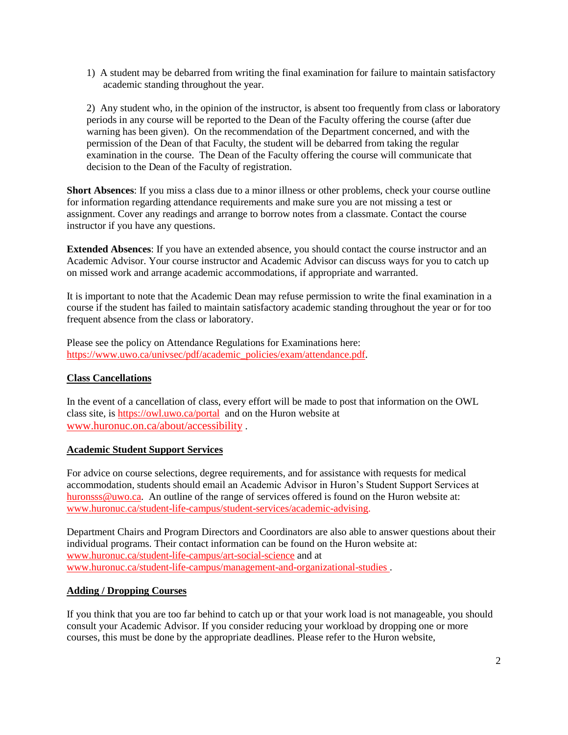1) A student may be debarred from writing the final examination for failure to maintain satisfactory academic standing throughout the year.

2) Any student who, in the opinion of the instructor, is absent too frequently from class or laboratory periods in any course will be reported to the Dean of the Faculty offering the course (after due warning has been given). On the recommendation of the Department concerned, and with the permission of the Dean of that Faculty, the student will be debarred from taking the regular examination in the course. The Dean of the Faculty offering the course will communicate that decision to the Dean of the Faculty of registration.

**Short Absences**: If you miss a class due to a minor illness or other problems, check your course outline for information regarding attendance requirements and make sure you are not missing a test or assignment. Cover any readings and arrange to borrow notes from a classmate. Contact the course instructor if you have any questions.

**Extended Absences**: If you have an extended absence, you should contact the course instructor and an Academic Advisor. Your course instructor and Academic Advisor can discuss ways for you to catch up on missed work and arrange academic accommodations, if appropriate and warranted.

It is important to note that the Academic Dean may refuse permission to write the final examination in a course if the student has failed to maintain satisfactory academic standing throughout the year or for too frequent absence from the class or laboratory.

Please see the policy on Attendance Regulations for Examinations here: https://www.uwo.ca/univsec/pdf/academic_policies/exam/attendance.pdf.

## Class Cancellations

In the event of a cancellation of class, every effort will be made to post that information on the OWL class site, is https://owl.uwo.ca/portal and on the Huron website at www.huronuc.on.ca/about/accessibility .

## Academic Student Support Services

For advice on course selections, degree requirements, and for assistance with requests for medical accommodation, students should email an Academic Advisor in Huron's Student Support Services at huronsss@uwo.ca. An outline of the range of services offered is found on the Huron website at: www.huronuc.ca/student-life-campus/student-services/academic-advising.

Department Chairs and Program Directors and Coordinators are also able to answer questions about their individual programs. Their contact information can be found on the Huron website at: www.huronuc.ca/student-life-campus/art-social-science and at www.huronuc.ca/student-life-campus/management-and-organizational-studies .

## Adding / Dropping Courses

If you think that you are too far behind to catch up or that your work load is not manageable, you should consult your Academic Advisor. If you consider reducing your workload by dropping one or more courses, this must be done by the appropriate deadlines. Please refer to the Huron website,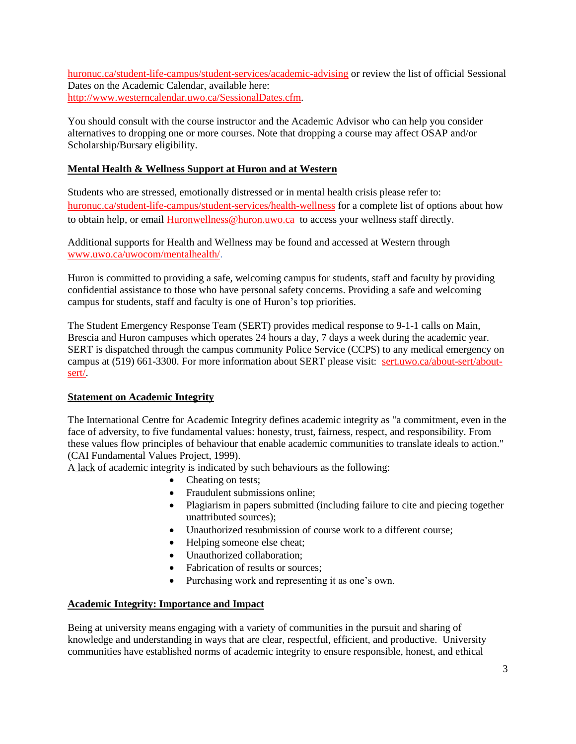huronuc.ca/student-life-campus/student-services/academic-advising or review the list of official Sessional Dates on the Academic Calendar, available here: http://www.westerncalendar.uwo.ca/SessionalDates.cfm.

You should consult with the course instructor and the Academic Advisor who can help you consider alternatives to dropping one or more courses. Note that dropping a course may affect OSAP and/or Scholarship/Bursary eligibility.

## Mental Health & Wellness Support at Huron and at Western

Students who are stressed, emotionally distressed or in mental health crisis please refer to: huronuc.ca/student-life-campus/student-services/health-wellness for a complete list of options about how to obtain help, or email Huronwellness@huron.uwo.ca to access your wellness staff directly.

Additional supports for Health and Wellness may be found and accessed at Western through www.uwo.ca/uwocom/mentalhealth/.

Huron is committed to providing a safe, welcoming campus for students, staff and faculty by providing confidential assistance to those who have personal safety concerns. Providing a safe and welcoming campus for students, staff and faculty is one of Huron's top priorities.

The Student Emergency Response Team (SERT) provides medical response to 9-1-1 calls on Main, Brescia and Huron campuses which operates 24 hours a day, 7 days a week during the academic year. SERT is dispatched through the campus community Police Service (CCPS) to any medical emergency on campus at (519) 661-3300. For more information about SERT please visit: sert.uwo.ca/about-sert/about-sert/.

## Statement on Academic Integrity

The International Centre for Academic Integrity defines academic integrity as "a commitment, even in the face of adversity, to five fundamental values: honesty, trust, fairness, respect, and responsibility. From these values flow principles of behaviour that enable academic communities to translate ideals to action." (CAI Fundamental Values Project, 1999).

A lack of academic integrity is indicated by such behaviours as the following:

- Cheating on tests;
- Fraudulent submissions online;
- Plagiarism in papers submitted (including failure to cite and piecing together unattributed sources);
- Unauthorized resubmission of course work to a different course;
- Helping someone else cheat;
- Unauthorized collaboration;
- Fabrication of results or sources;
- Purchasing work and representing it as one's own.

## Academic Integrity: Importance and Impact

Being at university means engaging with a variety of communities in the pursuit and sharing of knowledge and understanding in ways that are clear, respectful, efficient, and productive. University communities have established norms of academic integrity to ensure responsible, honest, and ethical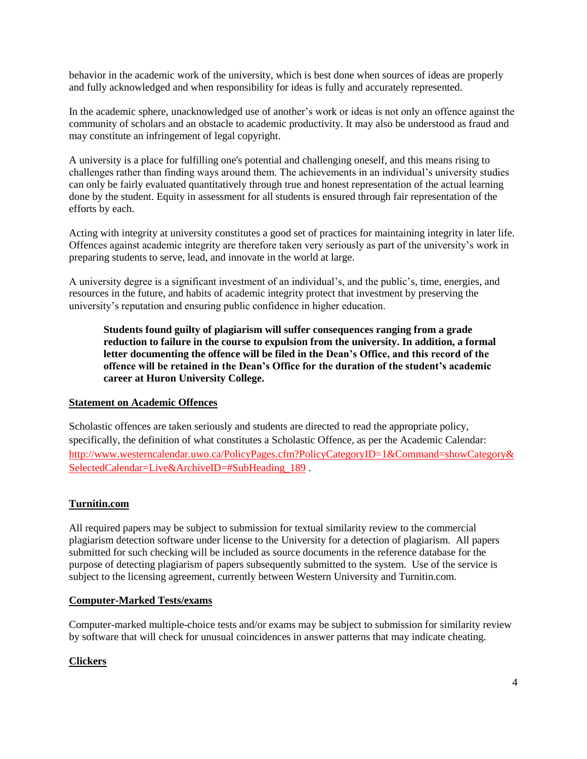behavior in the academic work of the university, which is best done when sources of ideas are properly and fully acknowledged and when responsibility for ideas is fully and accurately represented.

In the academic sphere, unacknowledged use of another's work or ideas is not only an offence against the community of scholars and an obstacle to academic productivity. It may also be understood as fraud and may constitute an infringement of legal copyright.

A university is a place for fulfilling one's potential and challenging oneself, and this means rising to challenges rather than finding ways around them. The achievements in an individual's university studies can only be fairly evaluated quantitatively through true and honest representation of the actual learning done by the student. Equity in assessment for all students is ensured through fair representation of the efforts by each.

Acting with integrity at university constitutes a good set of practices for maintaining integrity in later life. Offences against academic integrity are therefore taken very seriously as part of the university's work in preparing students to serve, lead, and innovate in the world at large.

A university degree is a significant investment of an individual's, and the public's, time, energies, and resources in the future, and habits of academic integrity protect that investment by preserving the university's reputation and ensuring public confidence in higher education.

> **Students found guilty of plagiarism will suffer consequences ranging from a grade reduction to failure in the course to expulsion from the university. In addition, a formal letter documenting the offence will be filed in the Dean's Office, and this record of the offence will be retained in the Dean's Office for the duration of the student's academic career at Huron University College.**

**Statement on Academic Offences**

Scholastic offences are taken seriously and students are directed to read the appropriate policy, specifically, the definition of what constitutes a Scholastic Offence, as per the Academic Calendar: http://www.westerncalendar.uwo.ca/PolicyPages.cfm?PolicyCategoryID=1&Command=showCategory&SelectedCalendar=Live&ArchiveID=#SubHeading_189 .

**Turnitin.com**

All required papers may be subject to submission for textual similarity review to the commercial plagiarism detection software under license to the University for a detection of plagiarism. All papers submitted for such checking will be included as source documents in the reference database for the purpose of detecting plagiarism of papers subsequently submitted to the system. Use of the service is subject to the licensing agreement, currently between Western University and Turnitin.com.

**Computer-Marked Tests/exams**

Computer-marked multiple-choice tests and/or exams may be subject to submission for similarity review by software that will check for unusual coincidences in answer patterns that may indicate cheating.

**Clickers**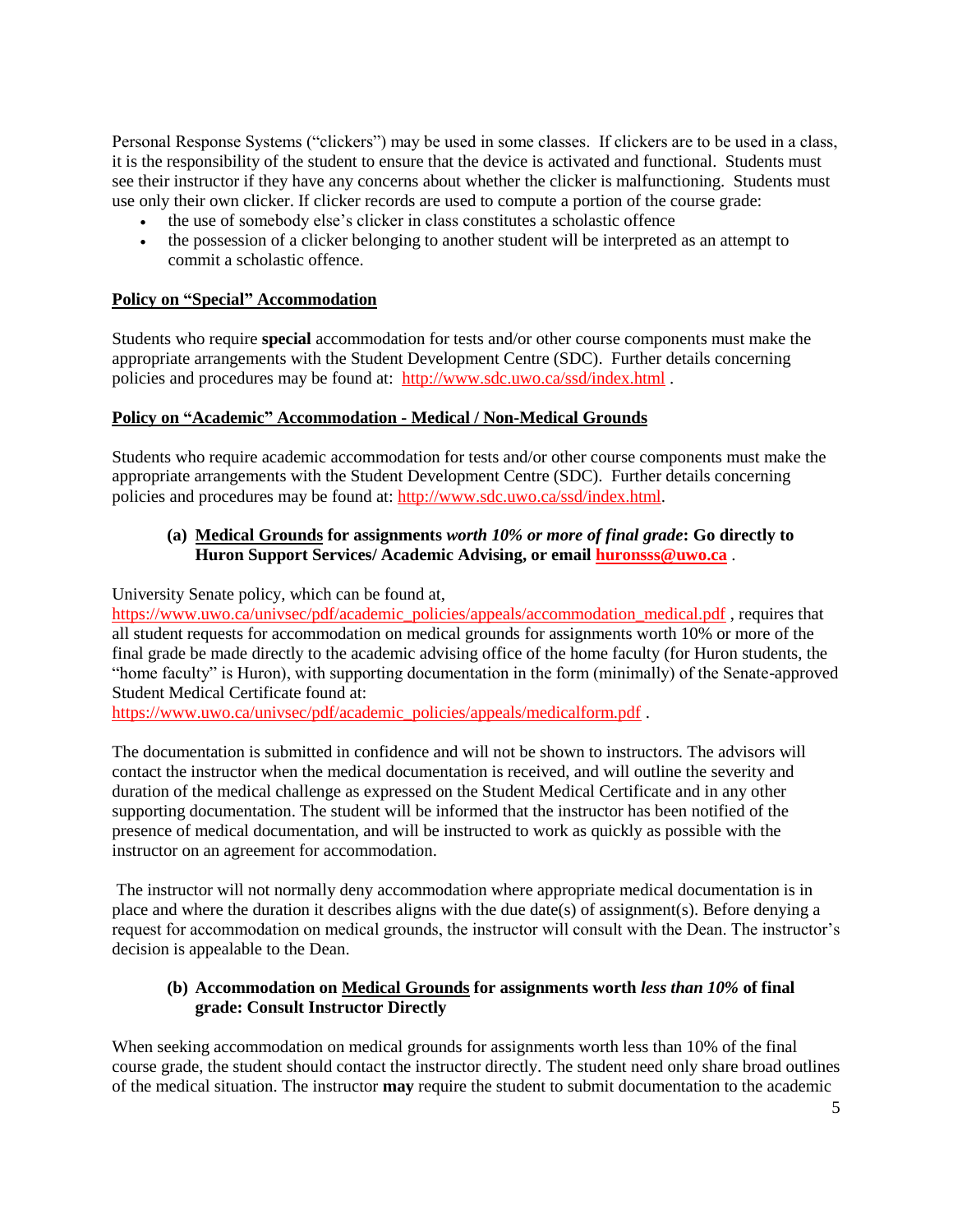Personal Response Systems ("clickers") may be used in some classes. If clickers are to be used in a class, it is the responsibility of the student to ensure that the device is activated and functional. Students must see their instructor if they have any concerns about whether the clicker is malfunctioning. Students must use only their own clicker. If clicker records are used to compute a portion of the course grade:

- the use of somebody else's clicker in class constitutes a scholastic offence
- the possession of a clicker belonging to another student will be interpreted as an attempt to commit a scholastic offence.

## Policy on "Special" Accommodation

Students who require **special** accommodation for tests and/or other course components must make the appropriate arrangements with the Student Development Centre (SDC). Further details concerning policies and procedures may be found at: http://www.sdc.uwo.ca/ssd/index.html .

## Policy on "Academic" Accommodation - Medical / Non-Medical Grounds

Students who require academic accommodation for tests and/or other course components must make the appropriate arrangements with the Student Development Centre (SDC). Further details concerning policies and procedures may be found at: http://www.sdc.uwo.ca/ssd/index.html.

### (a) Medical Grounds for assignments *worth 10% or more of final grade*: Go directly to Huron Support Services/ Academic Advising, or email huronsss@uwo.ca .

University Senate policy, which can be found at, https://www.uwo.ca/univsec/pdf/academic_policies/appeals/accommodation_medical.pdf , requires that all student requests for accommodation on medical grounds for assignments worth 10% or more of the final grade be made directly to the academic advising office of the home faculty (for Huron students, the "home faculty" is Huron), with supporting documentation in the form (minimally) of the Senate-approved Student Medical Certificate found at: https://www.uwo.ca/univsec/pdf/academic_policies/appeals/medicalform.pdf .

The documentation is submitted in confidence and will not be shown to instructors. The advisors will contact the instructor when the medical documentation is received, and will outline the severity and duration of the medical challenge as expressed on the Student Medical Certificate and in any other supporting documentation. The student will be informed that the instructor has been notified of the presence of medical documentation, and will be instructed to work as quickly as possible with the instructor on an agreement for accommodation.

The instructor will not normally deny accommodation where appropriate medical documentation is in place and where the duration it describes aligns with the due date(s) of assignment(s). Before denying a request for accommodation on medical grounds, the instructor will consult with the Dean. The instructor's decision is appealable to the Dean.

### (b) Accommodation on Medical Grounds for assignments worth *less than 10%* of final grade: Consult Instructor Directly

When seeking accommodation on medical grounds for assignments worth less than 10% of the final course grade, the student should contact the instructor directly. The student need only share broad outlines of the medical situation. The instructor **may** require the student to submit documentation to the academic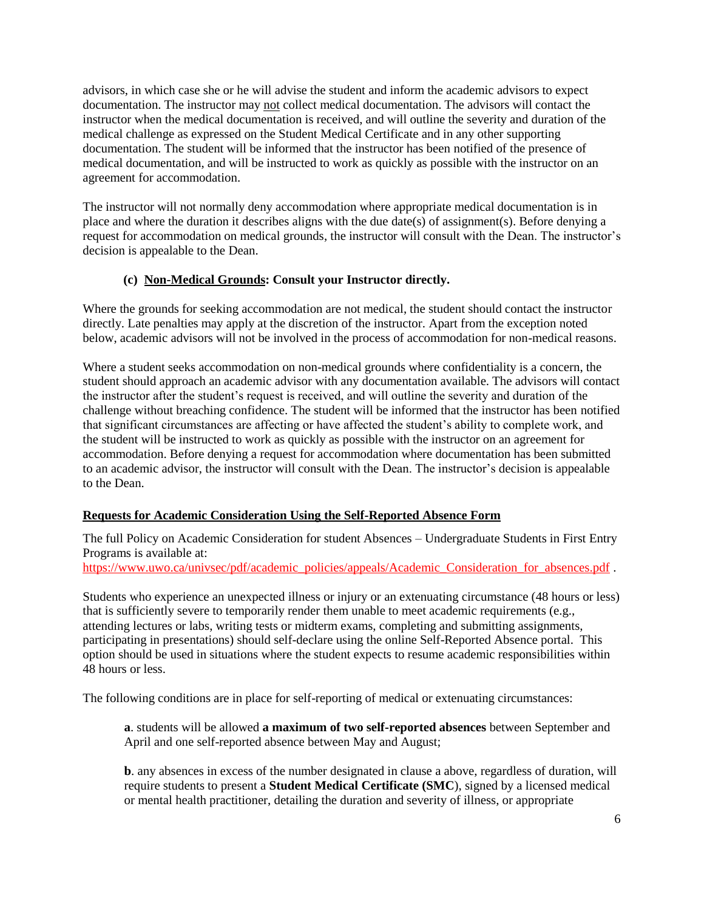advisors, in which case she or he will advise the student and inform the academic advisors to expect documentation. The instructor may not collect medical documentation. The advisors will contact the instructor when the medical documentation is received, and will outline the severity and duration of the medical challenge as expressed on the Student Medical Certificate and in any other supporting documentation. The student will be informed that the instructor has been notified of the presence of medical documentation, and will be instructed to work as quickly as possible with the instructor on an agreement for accommodation.

The instructor will not normally deny accommodation where appropriate medical documentation is in place and where the duration it describes aligns with the due date(s) of assignment(s). Before denying a request for accommodation on medical grounds, the instructor will consult with the Dean. The instructor's decision is appealable to the Dean.

**(c) Non-Medical Grounds: Consult your Instructor directly.**

Where the grounds for seeking accommodation are not medical, the student should contact the instructor directly. Late penalties may apply at the discretion of the instructor. Apart from the exception noted below, academic advisors will not be involved in the process of accommodation for non-medical reasons.

Where a student seeks accommodation on non-medical grounds where confidentiality is a concern, the student should approach an academic advisor with any documentation available. The advisors will contact the instructor after the student's request is received, and will outline the severity and duration of the challenge without breaching confidence. The student will be informed that the instructor has been notified that significant circumstances are affecting or have affected the student's ability to complete work, and the student will be instructed to work as quickly as possible with the instructor on an agreement for accommodation. Before denying a request for accommodation where documentation has been submitted to an academic advisor, the instructor will consult with the Dean. The instructor's decision is appealable to the Dean.

**Requests for Academic Consideration Using the Self-Reported Absence Form**

The full Policy on Academic Consideration for student Absences – Undergraduate Students in First Entry Programs is available at:
https://www.uwo.ca/univsec/pdf/academic_policies/appeals/Academic_Consideration_for_absences.pdf .

Students who experience an unexpected illness or injury or an extenuating circumstance (48 hours or less) that is sufficiently severe to temporarily render them unable to meet academic requirements (e.g., attending lectures or labs, writing tests or midterm exams, completing and submitting assignments, participating in presentations) should self-declare using the online Self-Reported Absence portal. This option should be used in situations where the student expects to resume academic responsibilities within 48 hours or less.

The following conditions are in place for self-reporting of medical or extenuating circumstances:

**a**. students will be allowed **a maximum of two self-reported absences** between September and April and one self-reported absence between May and August;

**b**. any absences in excess of the number designated in clause a above, regardless of duration, will require students to present a **Student Medical Certificate (SMC**), signed by a licensed medical or mental health practitioner, detailing the duration and severity of illness, or appropriate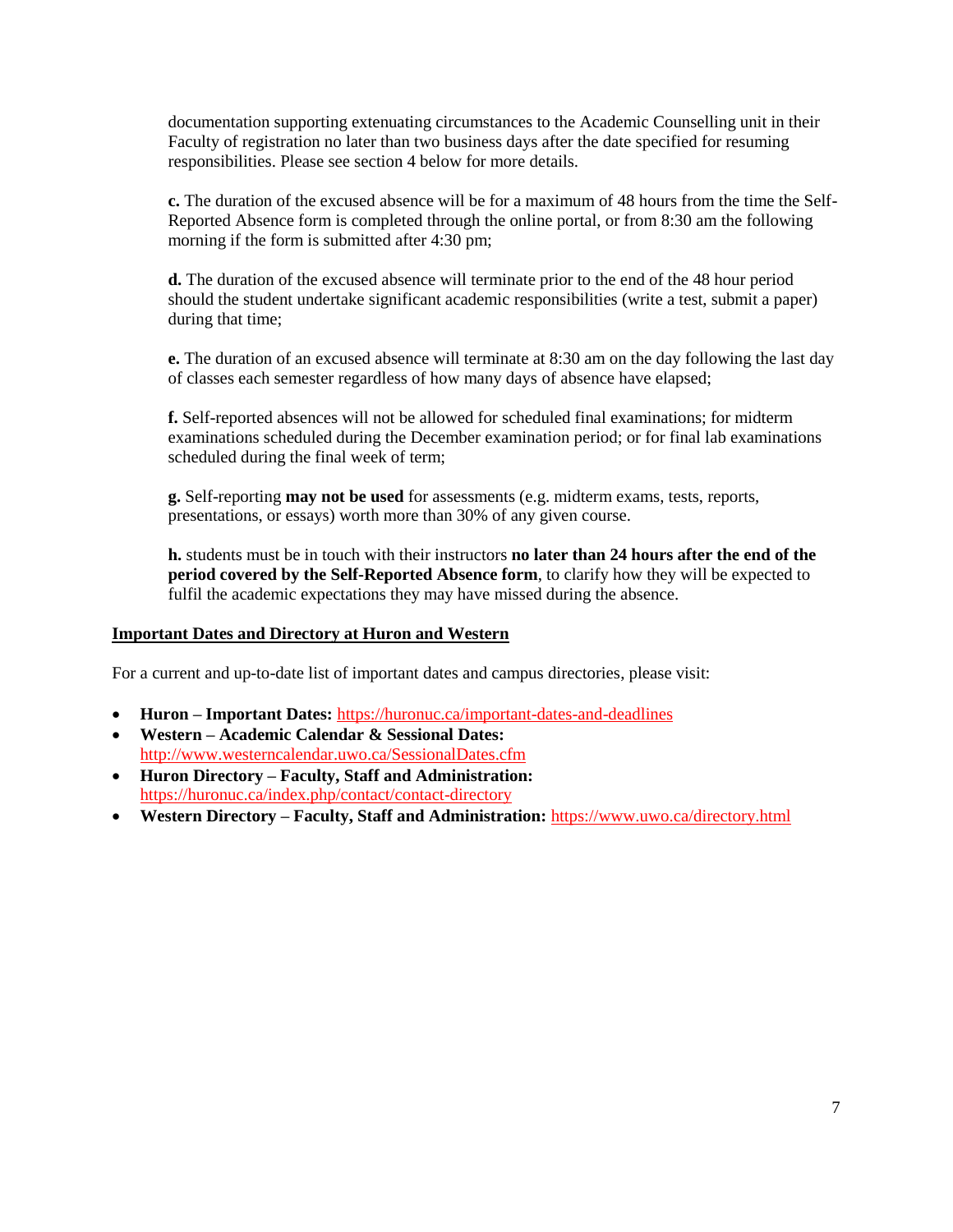documentation supporting extenuating circumstances to the Academic Counselling unit in their Faculty of registration no later than two business days after the date specified for resuming responsibilities. Please see section 4 below for more details.

**c.** The duration of the excused absence will be for a maximum of 48 hours from the time the Self-Reported Absence form is completed through the online portal, or from 8:30 am the following morning if the form is submitted after 4:30 pm;

**d.** The duration of the excused absence will terminate prior to the end of the 48 hour period should the student undertake significant academic responsibilities (write a test, submit a paper) during that time;

**e.** The duration of an excused absence will terminate at 8:30 am on the day following the last day of classes each semester regardless of how many days of absence have elapsed;

**f.** Self-reported absences will not be allowed for scheduled final examinations; for midterm examinations scheduled during the December examination period; or for final lab examinations scheduled during the final week of term;

**g.** Self-reporting **may not be used** for assessments (e.g. midterm exams, tests, reports, presentations, or essays) worth more than 30% of any given course.

**h.** students must be in touch with their instructors **no later than 24 hours after the end of the period covered by the Self-Reported Absence form**, to clarify how they will be expected to fulfil the academic expectations they may have missed during the absence.

**Important Dates and Directory at Huron and Western**

For a current and up-to-date list of important dates and campus directories, please visit:

- **Huron – Important Dates:** https://huronuc.ca/important-dates-and-deadlines
- **Western – Academic Calendar & Sessional Dates:** http://www.westerncalendar.uwo.ca/SessionalDates.cfm
- **Huron Directory – Faculty, Staff and Administration:** https://huronuc.ca/index.php/contact/contact-directory
- **Western Directory – Faculty, Staff and Administration:** https://www.uwo.ca/directory.html